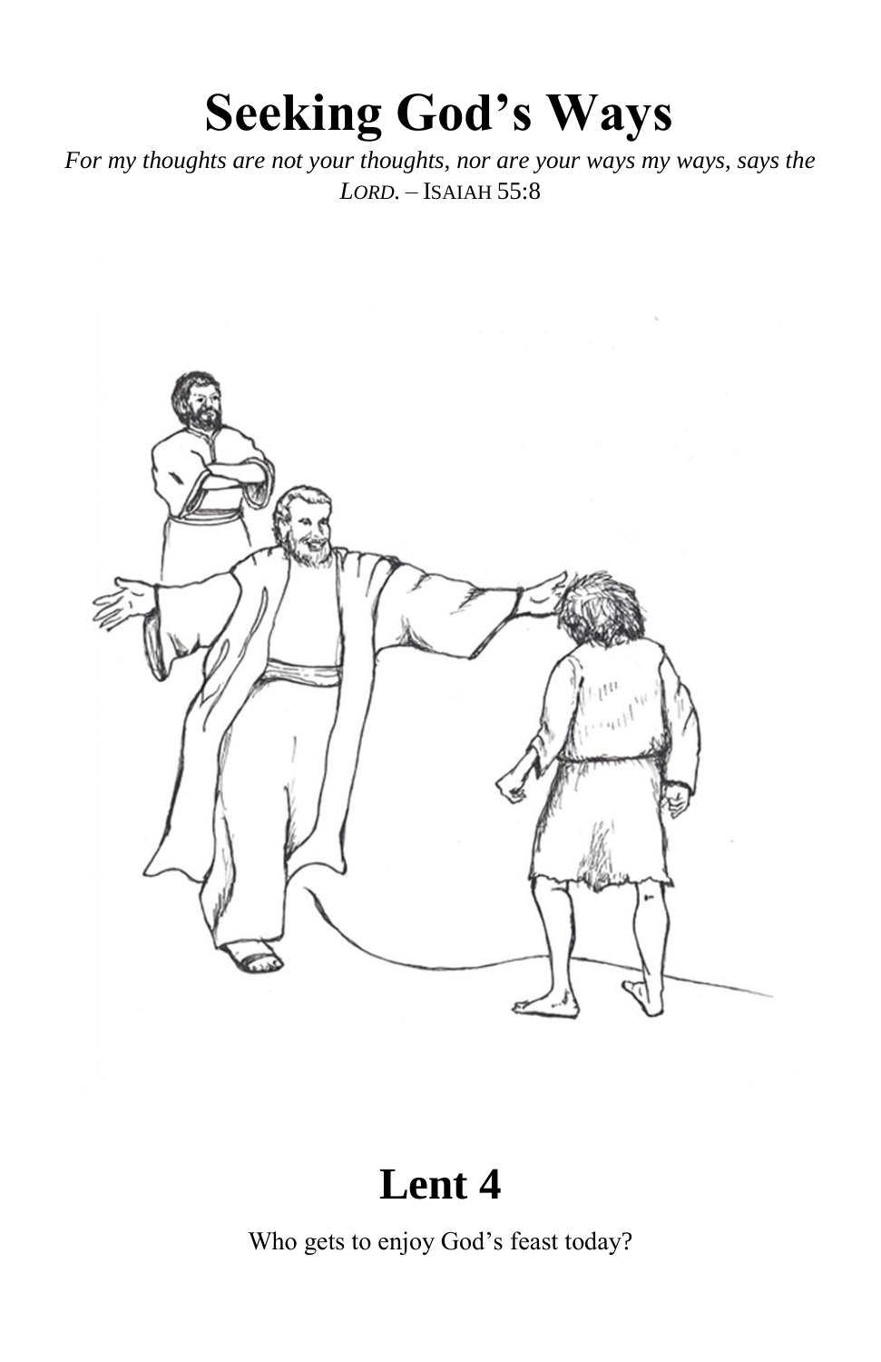# Seeking God's Ways

*For my thoughts are not your thoughts, nor are your ways my ways, says the LORD.* – ISAIAH 55:8

## Lent 4

Who gets to enjoy God's feast today?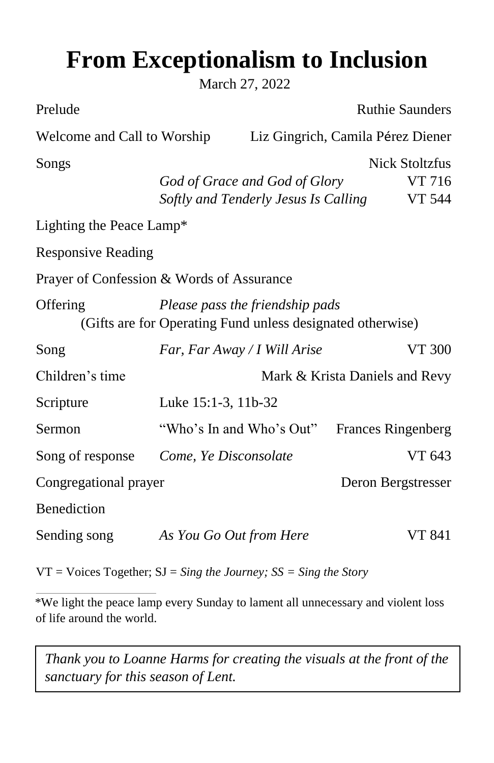# From Exceptionalism to Inclusion

March 27, 2022

| | | |
|---|---|---|
| Prelude | | Ruthie Saunders |
| Welcome and Call to Worship | | Liz Gingrich, Camila Pérez Diener |
| Songs | | Nick Stoltzfus |
| | *God of Grace and God of Glory* | VT 716 |
| | *Softly and Tenderly Jesus Is Calling* | VT 544 |
| Lighting the Peace Lamp* | | |
| Responsive Reading | | |
| Prayer of Confession & Words of Assurance | | |
| Offering | *Please pass the friendship pads* (Gifts are for Operating Fund unless designated otherwise) | |
| Song | *Far, Far Away / I Will Arise* | VT 300 |
| Children's time | | Mark & Krista Daniels and Revy |
| Scripture | Luke 15:1-3, 11b-32 | |
| Sermon | "Who's In and Who's Out" | Frances Ringenberg |
| Song of response | *Come, Ye Disconsolate* | VT 643 |
| Congregational prayer | | Deron Bergstresser |
| Benediction | | |
| Sending song | *As You Go Out from Here* | VT 841 |

VT = Voices Together; SJ = *Sing the Journey; SS = Sing the Story*

---

*We light the peace lamp every Sunday to lament all unnecessary and violent loss of life around the world.

*Thank you to Loanne Harms for creating the visuals at the front of the sanctuary for this season of Lent.*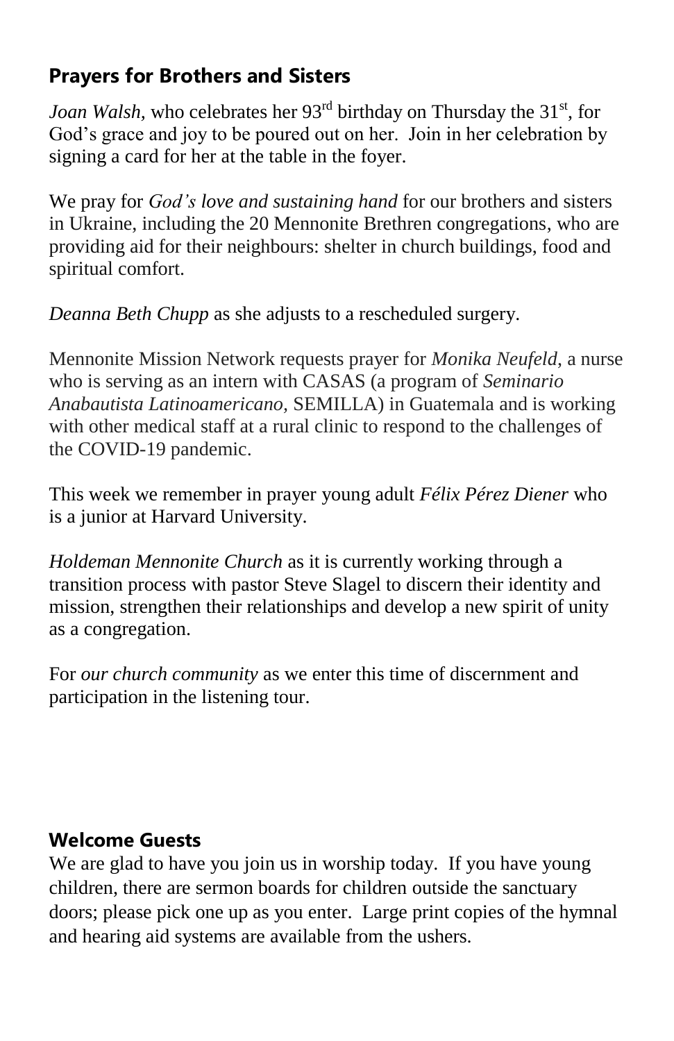## Prayers for Brothers and Sisters

*Joan Walsh*, who celebrates her 93rd birthday on Thursday the 31st, for God's grace and joy to be poured out on her. Join in her celebration by signing a card for her at the table in the foyer.

We pray for *God's love and sustaining hand* for our brothers and sisters in Ukraine, including the 20 Mennonite Brethren congregations, who are providing aid for their neighbours: shelter in church buildings, food and spiritual comfort.

*Deanna Beth Chupp* as she adjusts to a rescheduled surgery.

Mennonite Mission Network requests prayer for *Monika Neufeld*, a nurse who is serving as an intern with CASAS (a program of *Seminario Anabautista Latinoamericano*, SEMILLA) in Guatemala and is working with other medical staff at a rural clinic to respond to the challenges of the COVID-19 pandemic.

This week we remember in prayer young adult *Félix Pérez Diener* who is a junior at Harvard University.

*Holdeman Mennonite Church* as it is currently working through a transition process with pastor Steve Slagel to discern their identity and mission, strengthen their relationships and develop a new spirit of unity as a congregation.

For *our church community* as we enter this time of discernment and participation in the listening tour.

## Welcome Guests

We are glad to have you join us in worship today. If you have young children, there are sermon boards for children outside the sanctuary doors; please pick one up as you enter. Large print copies of the hymnal and hearing aid systems are available from the ushers.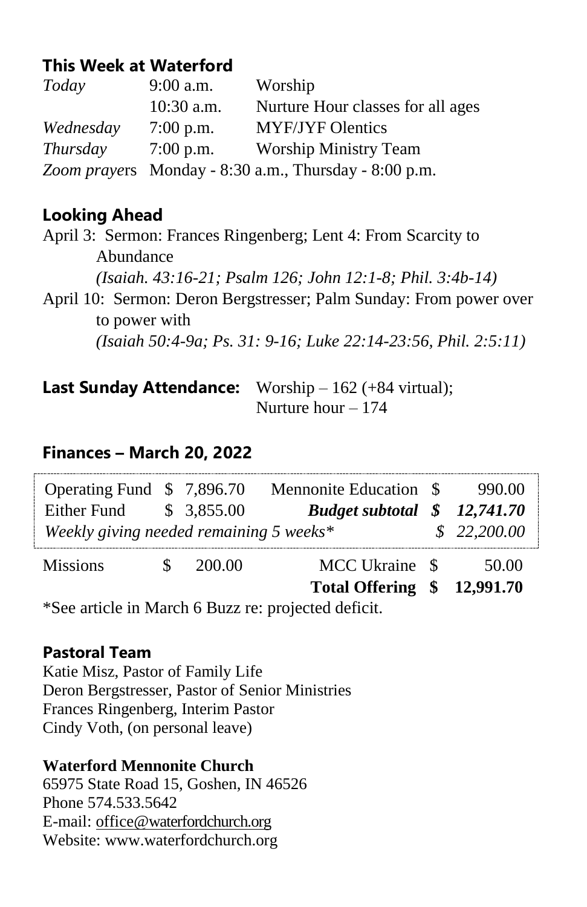## This Week at Waterford

| | | |
|---|---|---|
| *Today* | 9:00 a.m. | Worship |
| | 10:30 a.m. | Nurture Hour classes for all ages |
| *Wednesday* | 7:00 p.m. | MYF/JYF Olentics |
| *Thursday* | 7:00 p.m. | Worship Ministry Team |

*Zoom prayer*s Monday - 8:30 a.m., Thursday - 8:00 p.m.

## Looking Ahead

April 3: Sermon: Frances Ringenberg; Lent 4: From Scarcity to Abundance
*(Isaiah. 43:16-21; Psalm 126; John 12:1-8; Phil. 3:4b-14)*

April 10: Sermon: Deron Bergstresser; Palm Sunday: From power over to power with
*(Isaiah 50:4-9a; Ps. 31: 9-16; Luke 22:14-23:56, Phil. 2:5:11)*

**Last Sunday Attendance:** Worship – 162 (+84 virtual); Nurture hour – 174

## Finances – March 20, 2022

| | | | |
|---|---|---|---|
| Operating Fund | $ 7,896.70 | Mennonite Education | $ 990.00 |
| Either Fund | $ 3,855.00 | ***Budget subtotal*** | ***$ 12,741.70*** |
| *Weekly giving needed remaining 5 weeks** | | | *$ 22,200.00* |
| Missions | $ 200.00 | MCC Ukraine | $ 50.00 |
| | | **Total Offering** | **$ 12,991.70** |

*See article in March 6 Buzz re: projected deficit.

## Pastoral Team

Katie Misz, Pastor of Family Life
Deron Bergstresser, Pastor of Senior Ministries
Frances Ringenberg, Interim Pastor
Cindy Voth, (on personal leave)

**Waterford Mennonite Church**
65975 State Road 15, Goshen, IN 46526
Phone 574.533.5642
E-mail: office@waterfordchurch.org
Website: www.waterfordchurch.org